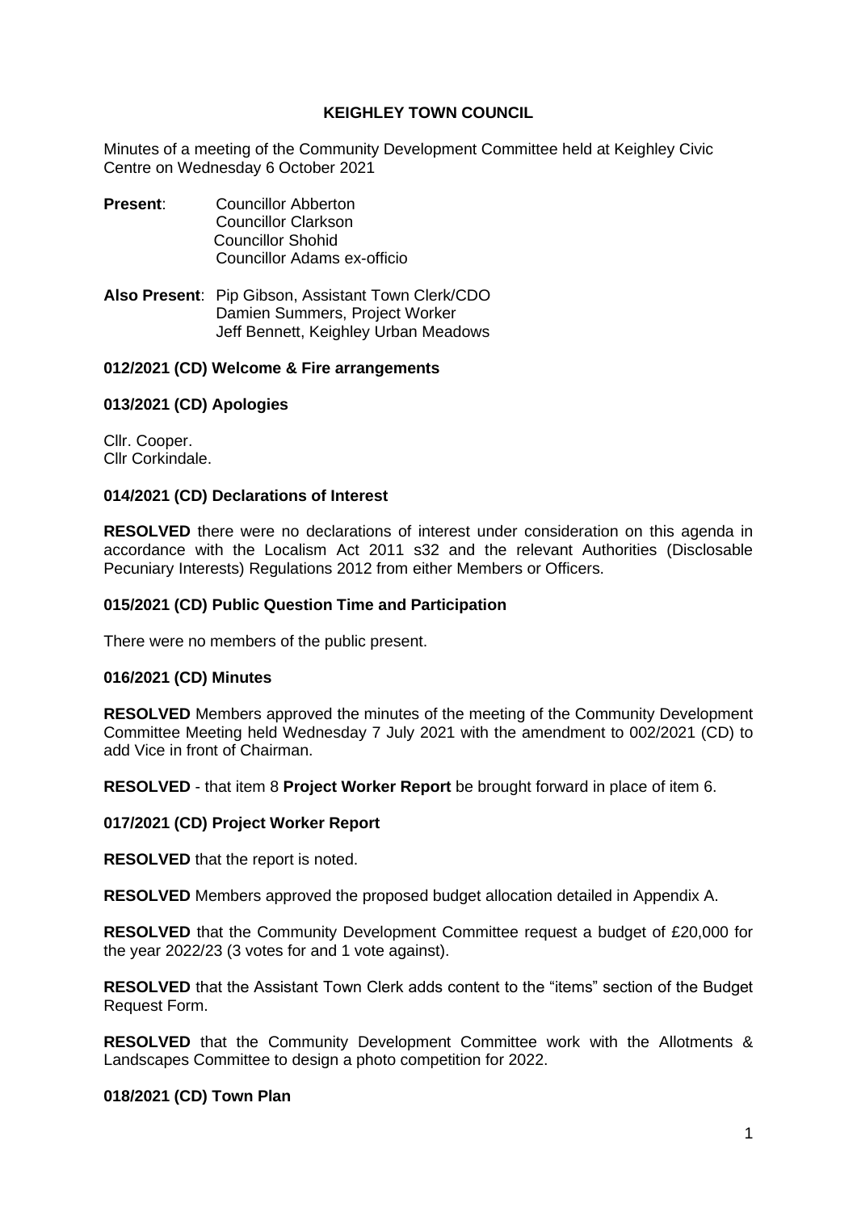# KEIGHLEY TOWN COUNCIL

Minutes of a meeting of the Community Development Committee held at Keighley Civic Centre on Wednesday 6 October 2021

**Present**: Councillor Abberton
Councillor Clarkson
Councillor Shohid
Councillor Adams ex-officio

**Also Present**: Pip Gibson, Assistant Town Clerk/CDO
Damien Summers, Project Worker
Jeff Bennett, Keighley Urban Meadows

### 012/2021 (CD) Welcome & Fire arrangements

### 013/2021 (CD) Apologies

Cllr. Cooper.
Cllr Corkindale.

### 014/2021 (CD) Declarations of Interest

**RESOLVED** there were no declarations of interest under consideration on this agenda in accordance with the Localism Act 2011 s32 and the relevant Authorities (Disclosable Pecuniary Interests) Regulations 2012 from either Members or Officers.

### 015/2021 (CD) Public Question Time and Participation

There were no members of the public present.

### 016/2021 (CD) Minutes

**RESOLVED** Members approved the minutes of the meeting of the Community Development Committee Meeting held Wednesday 7 July 2021 with the amendment to 002/2021 (CD) to add Vice in front of Chairman.

**RESOLVED** - that item 8 **Project Worker Report** be brought forward in place of item 6.

### 017/2021 (CD) Project Worker Report

**RESOLVED** that the report is noted.

**RESOLVED** Members approved the proposed budget allocation detailed in Appendix A.

**RESOLVED** that the Community Development Committee request a budget of £20,000 for the year 2022/23 (3 votes for and 1 vote against).

**RESOLVED** that the Assistant Town Clerk adds content to the "items" section of the Budget Request Form.

**RESOLVED** that the Community Development Committee work with the Allotments & Landscapes Committee to design a photo competition for 2022.

### 018/2021 (CD) Town Plan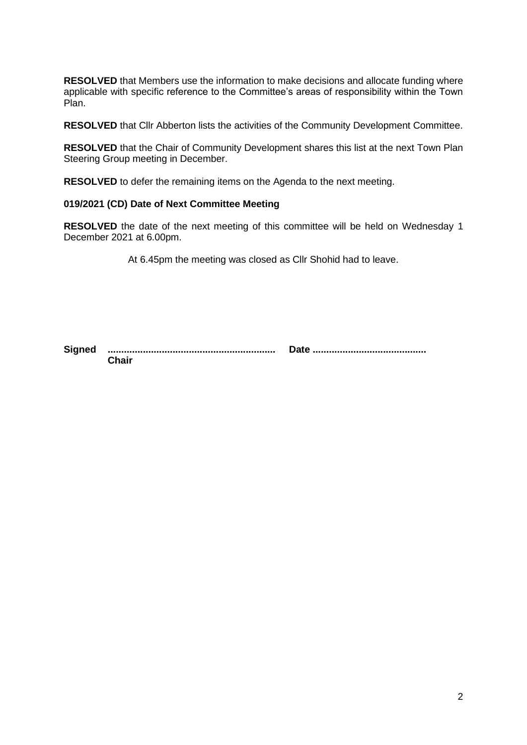**RESOLVED** that Members use the information to make decisions and allocate funding where applicable with specific reference to the Committee's areas of responsibility within the Town Plan.

**RESOLVED** that Cllr Abberton lists the activities of the Community Development Committee.

**RESOLVED** that the Chair of Community Development shares this list at the next Town Plan Steering Group meeting in December.

**RESOLVED** to defer the remaining items on the Agenda to the next meeting.

### 019/2021 (CD) Date of Next Committee Meeting

**RESOLVED** the date of the next meeting of this committee will be held on Wednesday 1 December 2021 at 6.00pm.

At 6.45pm the meeting was closed as Cllr Shohid had to leave.

**Signed ............................................................ Date .........................................**
**Chair**